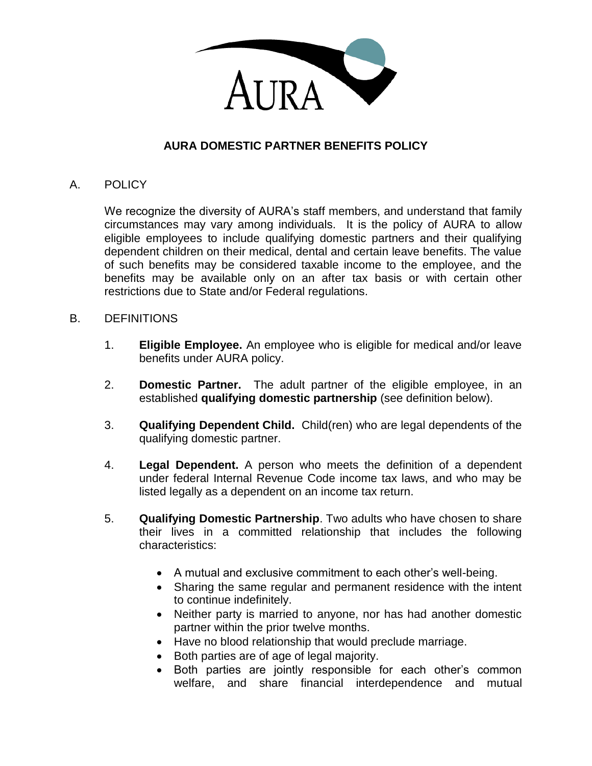AURA

# AURA DOMESTIC PARTNER BENEFITS POLICY

## A. POLICY

We recognize the diversity of AURA's staff members, and understand that family circumstances may vary among individuals. It is the policy of AURA to allow eligible employees to include qualifying domestic partners and their qualifying dependent children on their medical, dental and certain leave benefits. The value of such benefits may be considered taxable income to the employee, and the benefits may be available only on an after tax basis or with certain other restrictions due to State and/or Federal regulations.

## B. DEFINITIONS

1. **Eligible Employee.** An employee who is eligible for medical and/or leave benefits under AURA policy.

2. **Domestic Partner.** The adult partner of the eligible employee, in an established **qualifying domestic partnership** (see definition below).

3. **Qualifying Dependent Child.** Child(ren) who are legal dependents of the qualifying domestic partner.

4. **Legal Dependent.** A person who meets the definition of a dependent under federal Internal Revenue Code income tax laws, and who may be listed legally as a dependent on an income tax return.

5. **Qualifying Domestic Partnership**. Two adults who have chosen to share their lives in a committed relationship that includes the following characteristics:

   - A mutual and exclusive commitment to each other's well-being.
   - Sharing the same regular and permanent residence with the intent to continue indefinitely.
   - Neither party is married to anyone, nor has had another domestic partner within the prior twelve months.
   - Have no blood relationship that would preclude marriage.
   - Both parties are of age of legal majority.
   - Both parties are jointly responsible for each other's common welfare, and share financial interdependence and mutual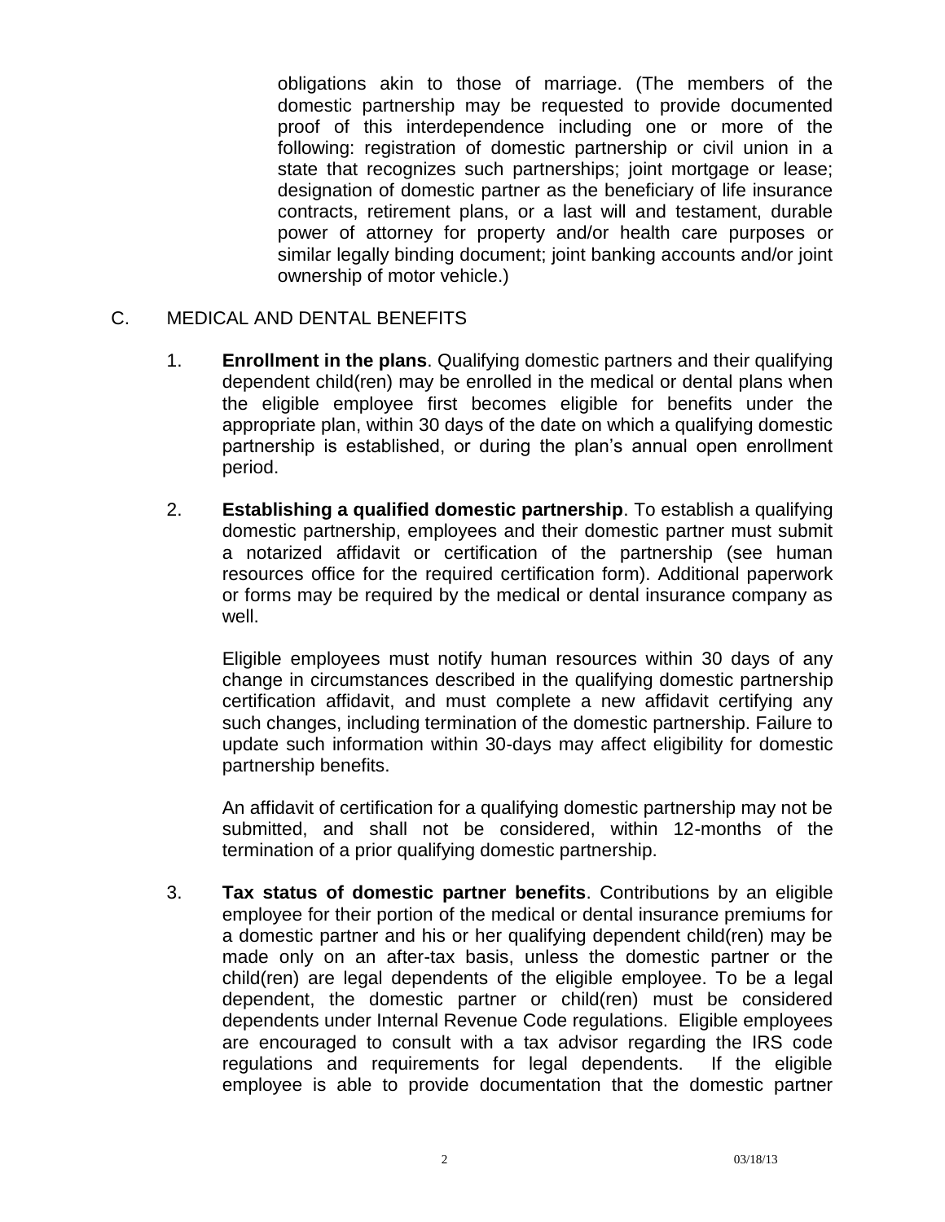obligations akin to those of marriage. (The members of the domestic partnership may be requested to provide documented proof of this interdependence including one or more of the following: registration of domestic partnership or civil union in a state that recognizes such partnerships; joint mortgage or lease; designation of domestic partner as the beneficiary of life insurance contracts, retirement plans, or a last will and testament, durable power of attorney for property and/or health care purposes or similar legally binding document; joint banking accounts and/or joint ownership of motor vehicle.)

C. MEDICAL AND DENTAL BENEFITS

1. **Enrollment in the plans**. Qualifying domestic partners and their qualifying dependent child(ren) may be enrolled in the medical or dental plans when the eligible employee first becomes eligible for benefits under the appropriate plan, within 30 days of the date on which a qualifying domestic partnership is established, or during the plan's annual open enrollment period.

2. **Establishing a qualified domestic partnership**. To establish a qualifying domestic partnership, employees and their domestic partner must submit a notarized affidavit or certification of the partnership (see human resources office for the required certification form). Additional paperwork or forms may be required by the medical or dental insurance company as well.

   Eligible employees must notify human resources within 30 days of any change in circumstances described in the qualifying domestic partnership certification affidavit, and must complete a new affidavit certifying any such changes, including termination of the domestic partnership. Failure to update such information within 30-days may affect eligibility for domestic partnership benefits.

   An affidavit of certification for a qualifying domestic partnership may not be submitted, and shall not be considered, within 12-months of the termination of a prior qualifying domestic partnership.

3. **Tax status of domestic partner benefits**. Contributions by an eligible employee for their portion of the medical or dental insurance premiums for a domestic partner and his or her qualifying dependent child(ren) may be made only on an after-tax basis, unless the domestic partner or the child(ren) are legal dependents of the eligible employee. To be a legal dependent, the domestic partner or child(ren) must be considered dependents under Internal Revenue Code regulations. Eligible employees are encouraged to consult with a tax advisor regarding the IRS code regulations and requirements for legal dependents. If the eligible employee is able to provide documentation that the domestic partner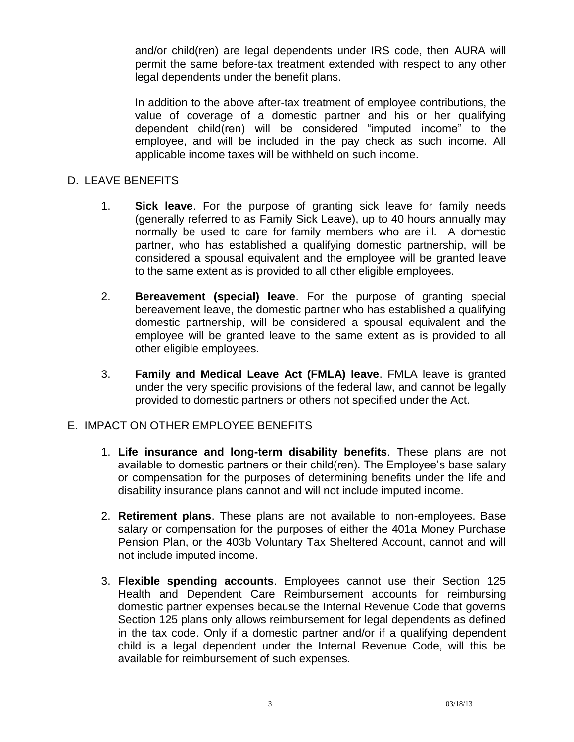and/or child(ren) are legal dependents under IRS code, then AURA will permit the same before-tax treatment extended with respect to any other legal dependents under the benefit plans.

In addition to the above after-tax treatment of employee contributions, the value of coverage of a domestic partner and his or her qualifying dependent child(ren) will be considered "imputed income" to the employee, and will be included in the pay check as such income. All applicable income taxes will be withheld on such income.

## D. LEAVE BENEFITS

1. **Sick leave**. For the purpose of granting sick leave for family needs (generally referred to as Family Sick Leave), up to 40 hours annually may normally be used to care for family members who are ill. A domestic partner, who has established a qualifying domestic partnership, will be considered a spousal equivalent and the employee will be granted leave to the same extent as is provided to all other eligible employees.

2. **Bereavement (special) leave**. For the purpose of granting special bereavement leave, the domestic partner who has established a qualifying domestic partnership, will be considered a spousal equivalent and the employee will be granted leave to the same extent as is provided to all other eligible employees.

3. **Family and Medical Leave Act (FMLA) leave**. FMLA leave is granted under the very specific provisions of the federal law, and cannot be legally provided to domestic partners or others not specified under the Act.

## E. IMPACT ON OTHER EMPLOYEE BENEFITS

1. **Life insurance and long-term disability benefits**. These plans are not available to domestic partners or their child(ren). The Employee's base salary or compensation for the purposes of determining benefits under the life and disability insurance plans cannot and will not include imputed income.

2. **Retirement plans**. These plans are not available to non-employees. Base salary or compensation for the purposes of either the 401a Money Purchase Pension Plan, or the 403b Voluntary Tax Sheltered Account, cannot and will not include imputed income.

3. **Flexible spending accounts**. Employees cannot use their Section 125 Health and Dependent Care Reimbursement accounts for reimbursing domestic partner expenses because the Internal Revenue Code that governs Section 125 plans only allows reimbursement for legal dependents as defined in the tax code. Only if a domestic partner and/or if a qualifying dependent child is a legal dependent under the Internal Revenue Code, will this be available for reimbursement of such expenses.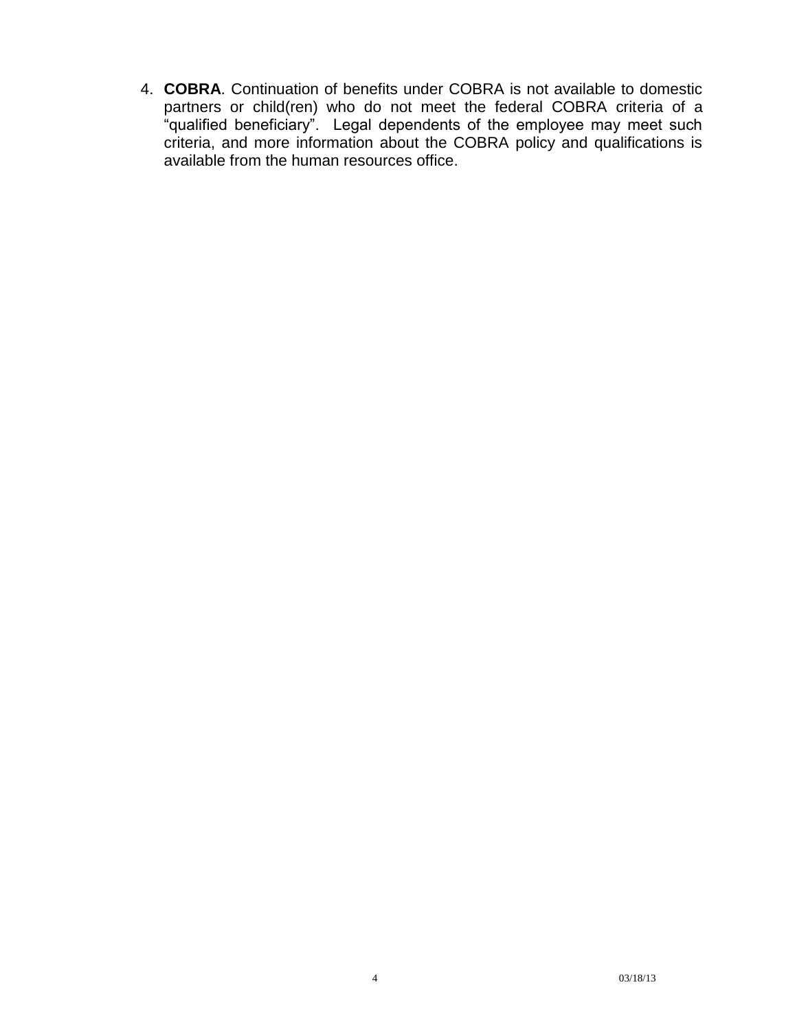4. **COBRA**. Continuation of benefits under COBRA is not available to domestic partners or child(ren) who do not meet the federal COBRA criteria of a "qualified beneficiary". Legal dependents of the employee may meet such criteria, and more information about the COBRA policy and qualifications is available from the human resources office.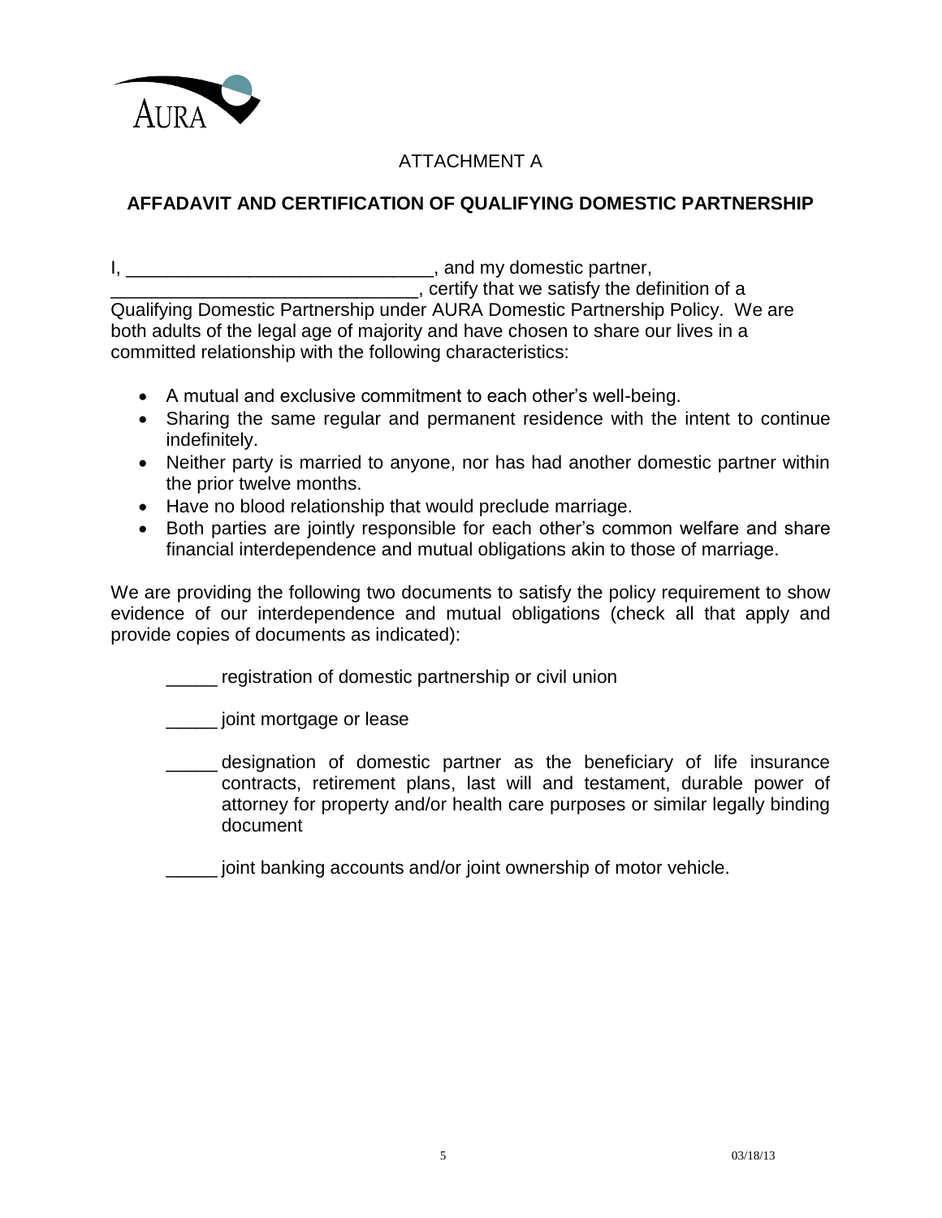ATTACHMENT A

**AFFADAVIT AND CERTIFICATION OF QUALIFYING DOMESTIC PARTNERSHIP**

I, ______________________________, and my domestic partner, ______________________________, certify that we satisfy the definition of a Qualifying Domestic Partnership under AURA Domestic Partnership Policy. We are both adults of the legal age of majority and have chosen to share our lives in a committed relationship with the following characteristics:

- A mutual and exclusive commitment to each other's well-being.
- Sharing the same regular and permanent residence with the intent to continue indefinitely.
- Neither party is married to anyone, nor has had another domestic partner within the prior twelve months.
- Have no blood relationship that would preclude marriage.
- Both parties are jointly responsible for each other's common welfare and share financial interdependence and mutual obligations akin to those of marriage.

We are providing the following two documents to satisfy the policy requirement to show evidence of our interdependence and mutual obligations (check all that apply and provide copies of documents as indicated):

_____ registration of domestic partnership or civil union

_____ joint mortgage or lease

_____ designation of domestic partner as the beneficiary of life insurance contracts, retirement plans, last will and testament, durable power of attorney for property and/or health care purposes or similar legally binding document

_____ joint banking accounts and/or joint ownership of motor vehicle.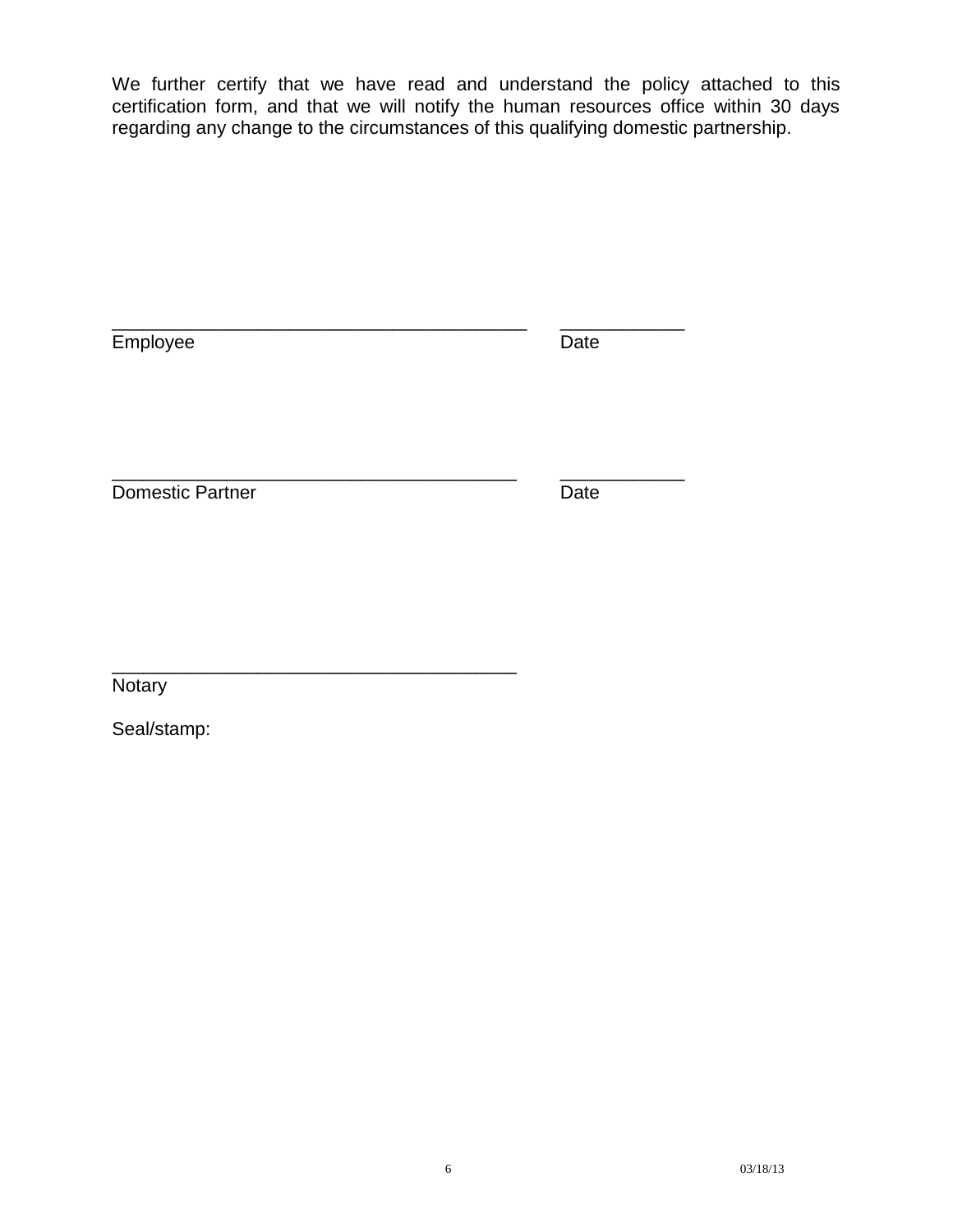We further certify that we have read and understand the policy attached to this certification form, and that we will notify the human resources office within 30 days regarding any change to the circumstances of this qualifying domestic partnership.

\_\_\_\_\_\_\_\_\_\_\_\_\_\_\_\_\_\_\_\_\_\_\_\_\_\_\_\_\_\_\_\_\_\_\_\_\_\_\_\_\_\_ \_\_\_\_\_\_\_\_\_\_\_\_\_
Employee Date

\_\_\_\_\_\_\_\_\_\_\_\_\_\_\_\_\_\_\_\_\_\_\_\_\_\_\_\_\_\_\_\_\_\_\_\_\_\_\_\_\_\_ \_\_\_\_\_\_\_\_\_\_\_\_\_
Domestic Partner Date

\_\_\_\_\_\_\_\_\_\_\_\_\_\_\_\_\_\_\_\_\_\_\_\_\_\_\_\_\_\_\_\_\_\_\_\_\_\_\_\_\_\_
Notary

Seal/stamp: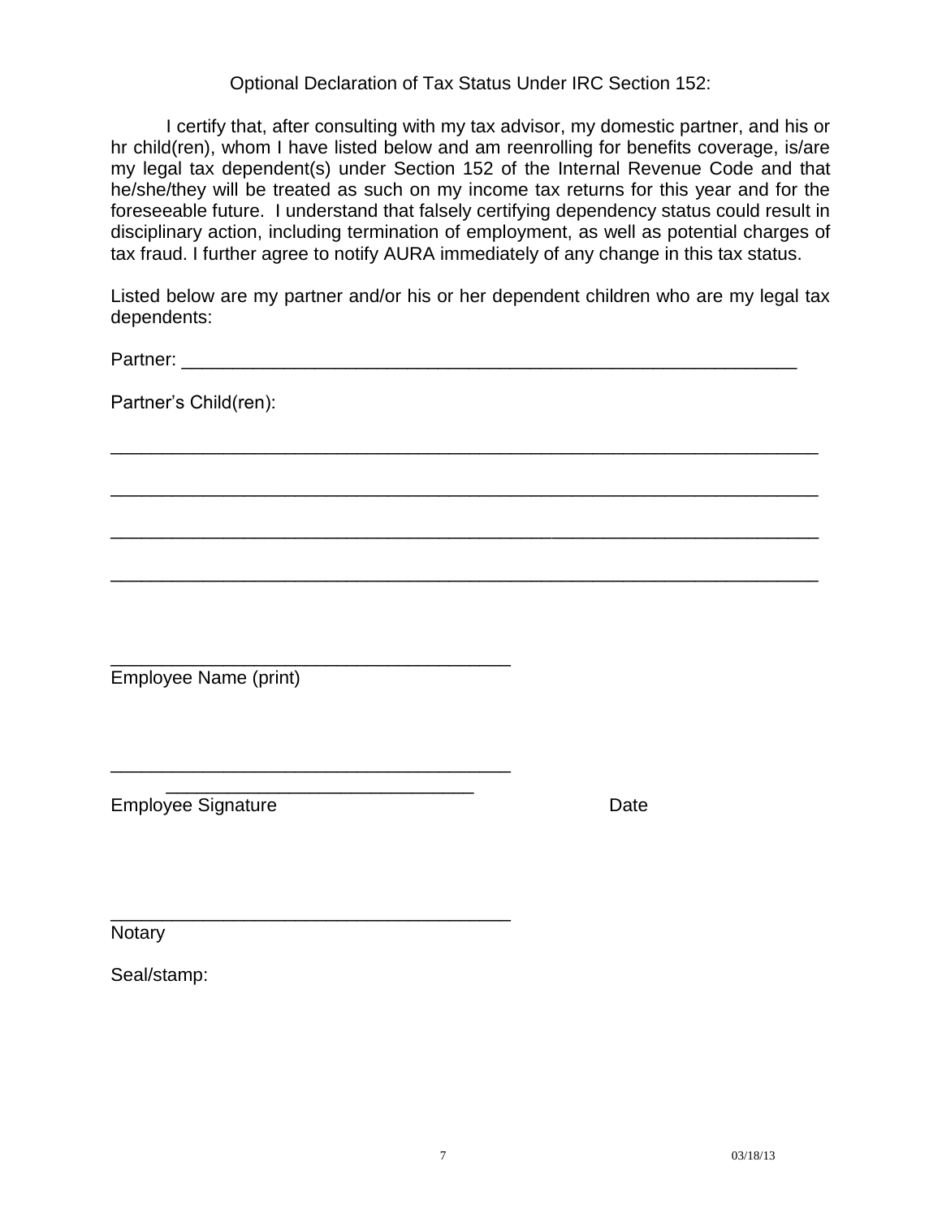Optional Declaration of Tax Status Under IRC Section 152:

I certify that, after consulting with my tax advisor, my domestic partner, and his or hr child(ren), whom I have listed below and am reenrolling for benefits coverage, is/are my legal tax dependent(s) under Section 152 of the Internal Revenue Code and that he/she/they will be treated as such on my income tax returns for this year and for the foreseeable future. I understand that falsely certifying dependency status could result in disciplinary action, including termination of employment, as well as potential charges of tax fraud. I further agree to notify AURA immediately of any change in this tax status.

Listed below are my partner and/or his or her dependent children who are my legal tax dependents:

Partner: ______________________________________________________________

Partner's Child(ren):

______________________________________________________________________

______________________________________________________________________

______________________________________________________________________

______________________________________________________________________

________________________________________
Employee Name (print)

________________________________________
Employee Signature                                                    Date

________________________________________
Notary

Seal/stamp: